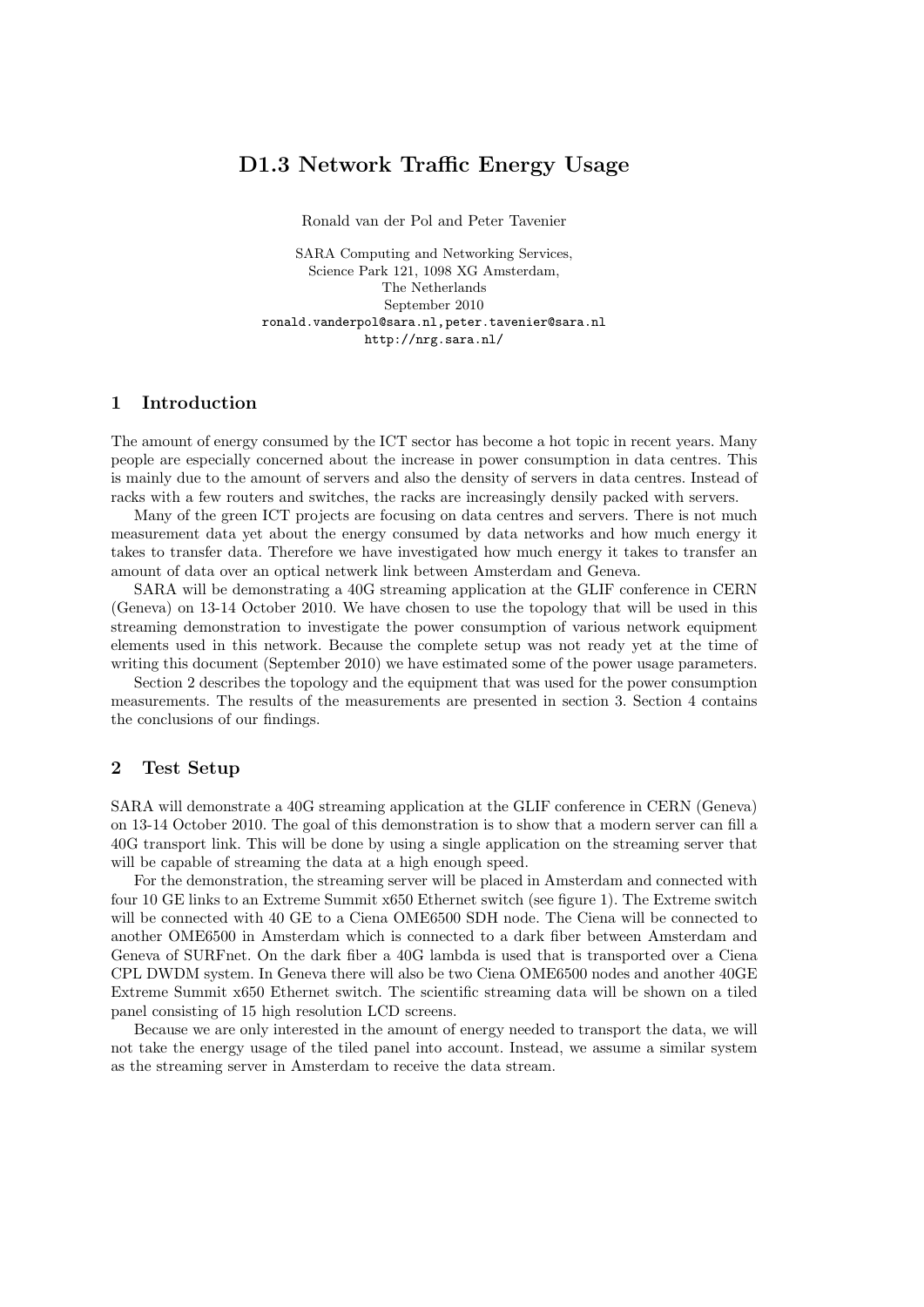# D1.3 Network Traffic Energy Usage

Ronald van der Pol and Peter Tavenier

SARA Computing and Networking Services,
Science Park 121, 1098 XG Amsterdam,
The Netherlands
September 2010
ronald.vanderpol@sara.nl,peter.tavenier@sara.nl
http://nrg.sara.nl/

## 1 Introduction

The amount of energy consumed by the ICT sector has become a hot topic in recent years. Many people are especially concerned about the increase in power consumption in data centres. This is mainly due to the amount of servers and also the density of servers in data centres. Instead of racks with a few routers and switches, the racks are increasingly densily packed with servers.

Many of the green ICT projects are focusing on data centres and servers. There is not much measurement data yet about the energy consumed by data networks and how much energy it takes to transfer data. Therefore we have investigated how much energy it takes to transfer an amount of data over an optical netwerk link between Amsterdam and Geneva.

SARA will be demonstrating a 40G streaming application at the GLIF conference in CERN (Geneva) on 13-14 October 2010. We have chosen to use the topology that will be used in this streaming demonstration to investigate the power consumption of various network equipment elements used in this network. Because the complete setup was not ready yet at the time of writing this document (September 2010) we have estimated some of the power usage parameters.

Section 2 describes the topology and the equipment that was used for the power consumption measurements. The results of the measurements are presented in section 3. Section 4 contains the conclusions of our findings.

## 2 Test Setup

SARA will demonstrate a 40G streaming application at the GLIF conference in CERN (Geneva) on 13-14 October 2010. The goal of this demonstration is to show that a modern server can fill a 40G transport link. This will be done by using a single application on the streaming server that will be capable of streaming the data at a high enough speed.

For the demonstration, the streaming server will be placed in Amsterdam and connected with four 10 GE links to an Extreme Summit x650 Ethernet switch (see figure 1). The Extreme switch will be connected with 40 GE to a Ciena OME6500 SDH node. The Ciena will be connected to another OME6500 in Amsterdam which is connected to a dark fiber between Amsterdam and Geneva of SURFnet. On the dark fiber a 40G lambda is used that is transported over a Ciena CPL DWDM system. In Geneva there will also be two Ciena OME6500 nodes and another 40GE Extreme Summit x650 Ethernet switch. The scientific streaming data will be shown on a tiled panel consisting of 15 high resolution LCD screens.

Because we are only interested in the amount of energy needed to transport the data, we will not take the energy usage of the tiled panel into account. Instead, we assume a similar system as the streaming server in Amsterdam to receive the data stream.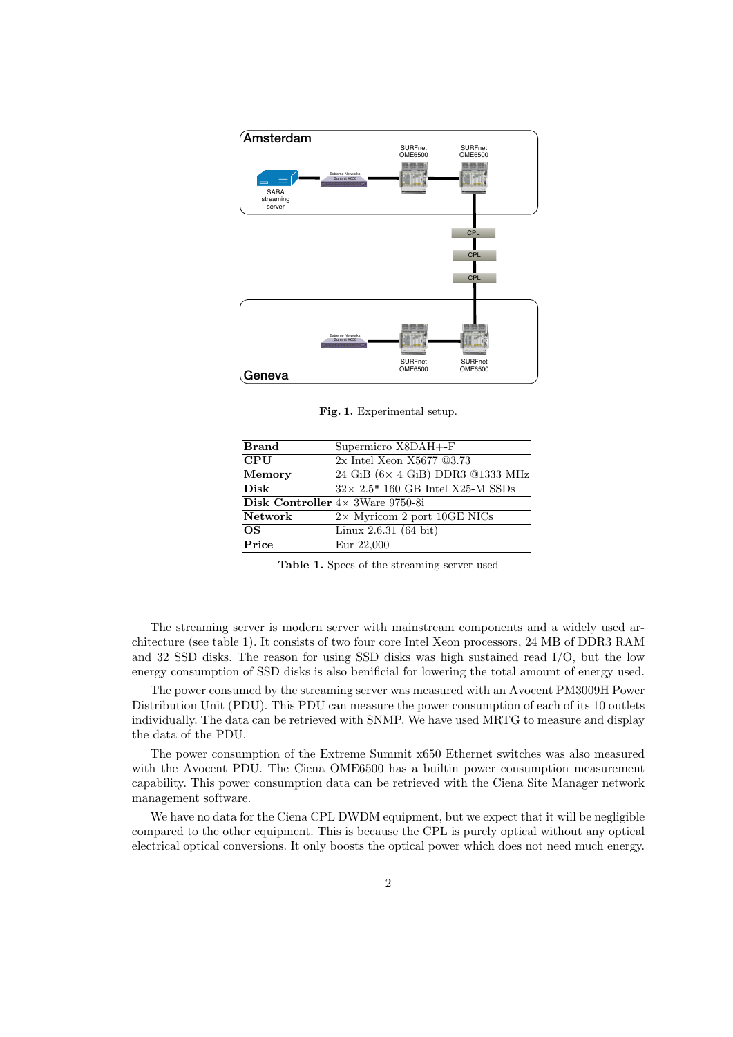Fig. 1. Experimental setup.

| **Brand** | Supermicro X8DAH+-F |
|---|---|
| **CPU** | 2x Intel Xeon X5677 @3.73 |
| **Memory** | 24 GiB (6× 4 GiB) DDR3 @1333 MHz |
| **Disk** | 32× 2.5" 160 GB Intel X25-M SSDs |
| **Disk Controller** | 4× 3Ware 9750-8i |
| **Network** | 2× Myricom 2 port 10GE NICs |
| **OS** | Linux 2.6.31 (64 bit) |
| **Price** | Eur 22,000 |

**Table 1.** Specs of the streaming server used

The streaming server is modern server with mainstream components and a widely used architecture (see table 1). It consists of two four core Intel Xeon processors, 24 MB of DDR3 RAM and 32 SSD disks. The reason for using SSD disks was high sustained read I/O, but the low energy consumption of SSD disks is also benificial for lowering the total amount of energy used.

The power consumed by the streaming server was measured with an Avocent PM3009H Power Distribution Unit (PDU). This PDU can measure the power consumption of each of its 10 outlets individually. The data can be retrieved with SNMP. We have used MRTG to measure and display the data of the PDU.

The power consumption of the Extreme Summit x650 Ethernet switches was also measured with the Avocent PDU. The Ciena OME6500 has a builtin power consumption measurement capability. This power consumption data can be retrieved with the Ciena Site Manager network management software.

We have no data for the Ciena CPL DWDM equipment, but we expect that it will be negligible compared to the other equipment. This is because the CPL is purely optical without any optical electrical optical conversions. It only boosts the optical power which does not need much energy.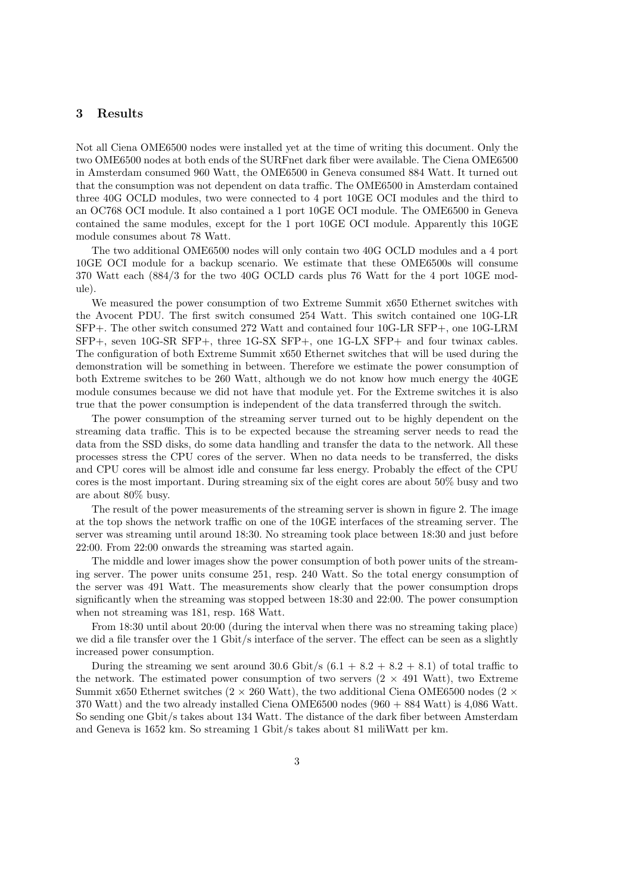## 3 Results

Not all Ciena OME6500 nodes were installed yet at the time of writing this document. Only the two OME6500 nodes at both ends of the SURFnet dark fiber were available. The Ciena OME6500 in Amsterdam consumed 960 Watt, the OME6500 in Geneva consumed 884 Watt. It turned out that the consumption was not dependent on data traffic. The OME6500 in Amsterdam contained three 40G OCLD modules, two were connected to 4 port 10GE OCI modules and the third to an OC768 OCI module. It also contained a 1 port 10GE OCI module. The OME6500 in Geneva contained the same modules, except for the 1 port 10GE OCI module. Apparently this 10GE module consumes about 78 Watt.

The two additional OME6500 nodes will only contain two 40G OCLD modules and a 4 port 10GE OCI module for a backup scenario. We estimate that these OME6500s will consume 370 Watt each (884/3 for the two 40G OCLD cards plus 76 Watt for the 4 port 10GE module).

We measured the power consumption of two Extreme Summit x650 Ethernet switches with the Avocent PDU. The first switch consumed 254 Watt. This switch contained one 10G-LR SFP+. The other switch consumed 272 Watt and contained four 10G-LR SFP+, one 10G-LRM SFP+, seven 10G-SR SFP+, three 1G-SX SFP+, one 1G-LX SFP+ and four twinax cables. The configuration of both Extreme Summit x650 Ethernet switches that will be used during the demonstration will be something in between. Therefore we estimate the power consumption of both Extreme switches to be 260 Watt, although we do not know how much energy the 40GE module consumes because we did not have that module yet. For the Extreme switches it is also true that the power consumption is independent of the data transferred through the switch.

The power consumption of the streaming server turned out to be highly dependent on the streaming data traffic. This is to be expected because the streaming server needs to read the data from the SSD disks, do some data handling and transfer the data to the network. All these processes stress the CPU cores of the server. When no data needs to be transferred, the disks and CPU cores will be almost idle and consume far less energy. Probably the effect of the CPU cores is the most important. During streaming six of the eight cores are about 50% busy and two are about 80% busy.

The result of the power measurements of the streaming server is shown in figure 2. The image at the top shows the network traffic on one of the 10GE interfaces of the streaming server. The server was streaming until around 18:30. No streaming took place between 18:30 and just before 22:00. From 22:00 onwards the streaming was started again.

The middle and lower images show the power consumption of both power units of the streaming server. The power units consume 251, resp. 240 Watt. So the total energy consumption of the server was 491 Watt. The measurements show clearly that the power consumption drops significantly when the streaming was stopped between 18:30 and 22:00. The power consumption when not streaming was 181, resp. 168 Watt.

From 18:30 until about 20:00 (during the interval when there was no streaming taking place) we did a file transfer over the 1 Gbit/s interface of the server. The effect can be seen as a slightly increased power consumption.

During the streaming we sent around 30.6 Gbit/s (6.1 + 8.2 + 8.2 + 8.1) of total traffic to the network. The estimated power consumption of two servers ($2 \times 491$ Watt), two Extreme Summit x650 Ethernet switches ($2 \times 260$ Watt), the two additional Ciena OME6500 nodes ($2 \times 370$ Watt) and the two already installed Ciena OME6500 nodes (960 + 884 Watt) is 4,086 Watt. So sending one Gbit/s takes about 134 Watt. The distance of the dark fiber between Amsterdam and Geneva is 1652 km. So streaming 1 Gbit/s takes about 81 miliWatt per km.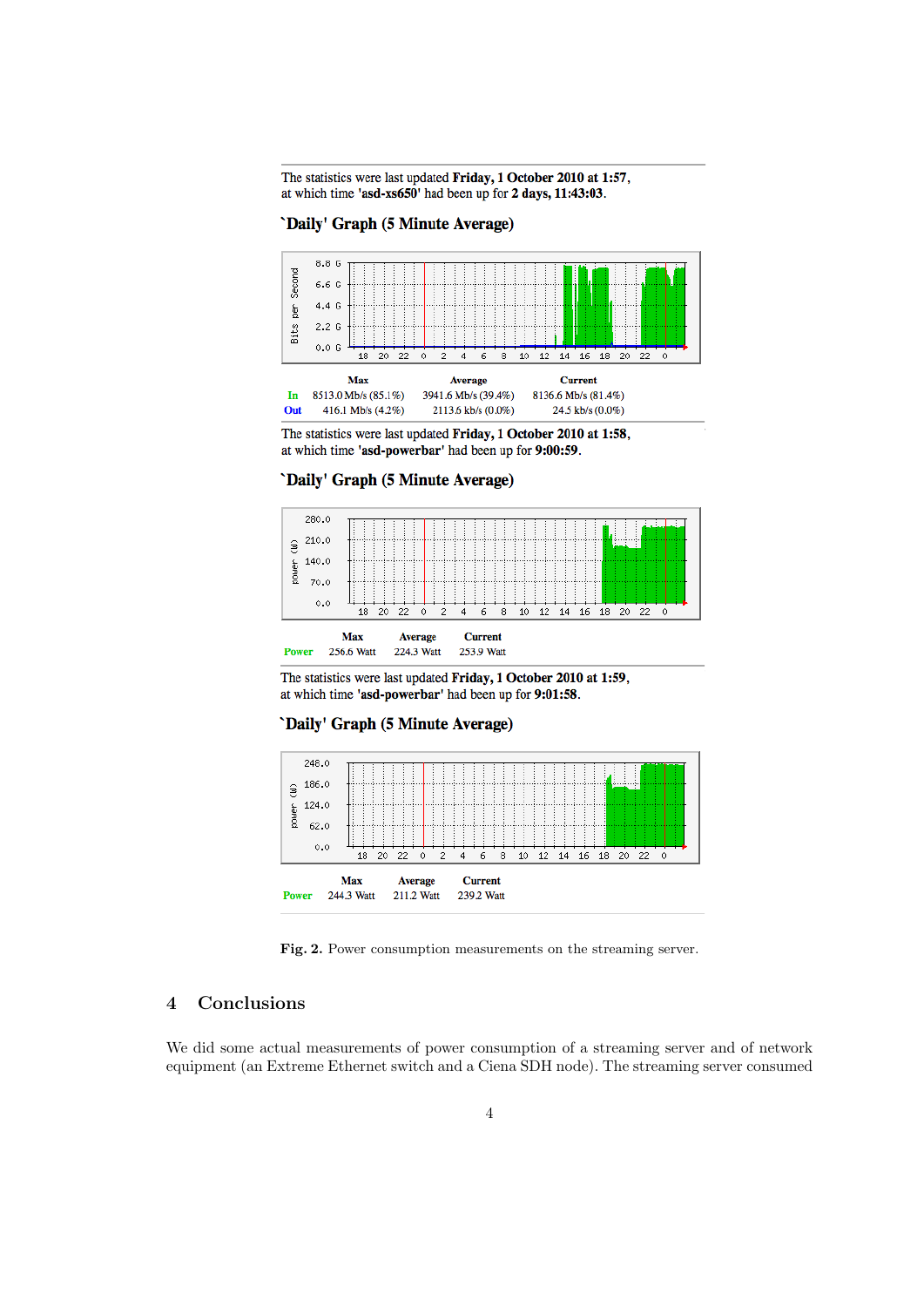The statistics were last updated **Friday, 1 October 2010 at 1:57**, at which time **'asd-xs650'** had been up for **2 days, 11:43:03**.

### `Daily' Graph (5 Minute Average)

| | Max | Average | Current |
|---|---|---|---|
| In | 8513.0 Mb/s (85.1%) | 3941.6 Mb/s (39.4%) | 8136.6 Mb/s (81.4%) |
| Out | 416.1 Mb/s (4.2%) | 2113.6 kb/s (0.0%) | 24.5 kb/s (0.0%) |

The statistics were last updated **Friday, 1 October 2010 at 1:58**, at which time **'asd-powerbar'** had been up for **9:00:59**.

### `Daily' Graph (5 Minute Average)

| | Max | Average | Current |
|---|---|---|---|
| Power | 256.6 Watt | 224.3 Watt | 253.9 Watt |

The statistics were last updated **Friday, 1 October 2010 at 1:59**, at which time **'asd-powerbar'** had been up for **9:01:58**.

### `Daily' Graph (5 Minute Average)

| | Max | Average | Current |
|---|---|---|---|
| Power | 244.3 Watt | 211.2 Watt | 239.2 Watt |

**Fig. 2.** Power consumption measurements on the streaming server.

## 4 Conclusions

We did some actual measurements of power consumption of a streaming server and of network equipment (an Extreme Ethernet switch and a Ciena SDH node). The streaming server consumed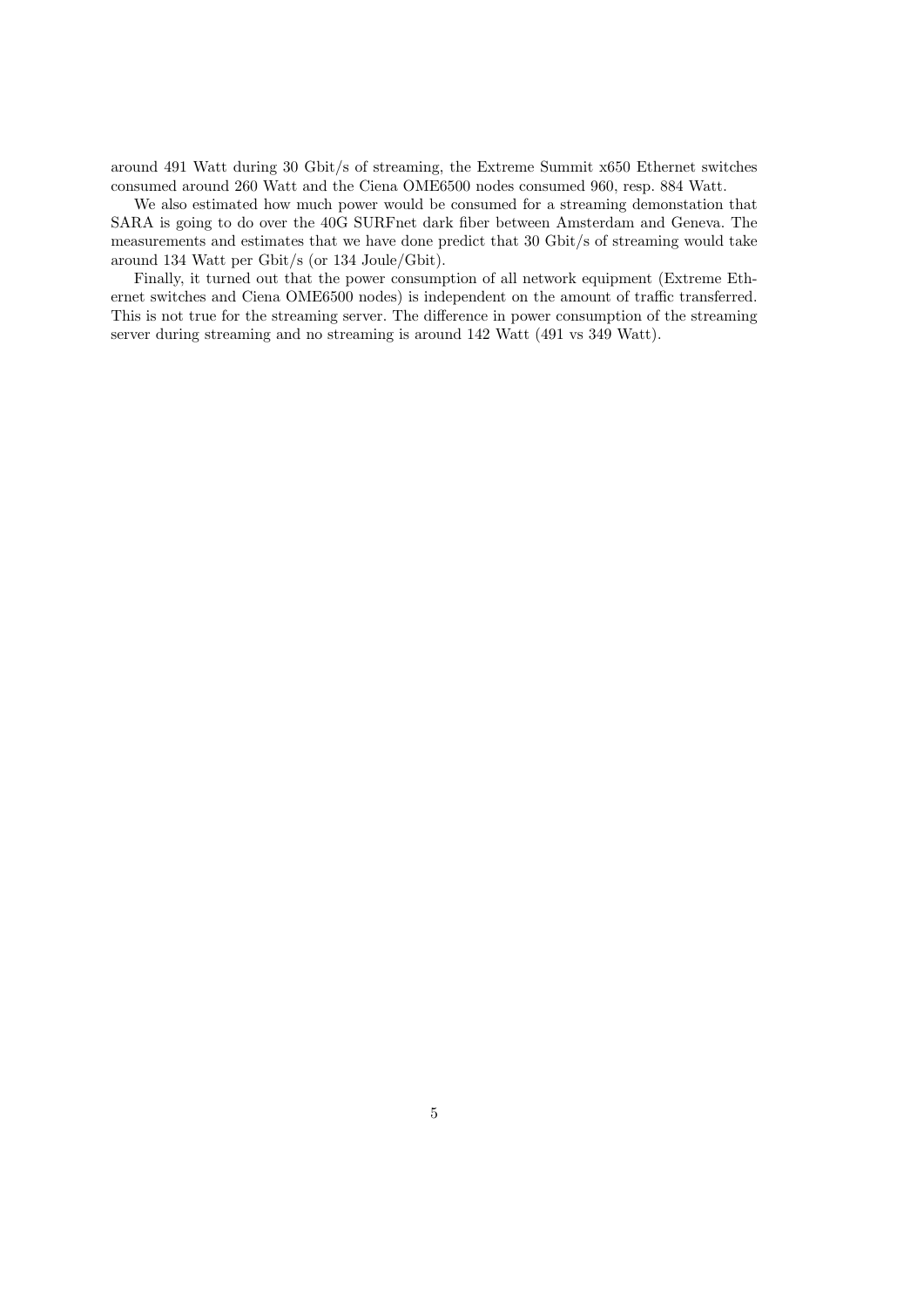around 491 Watt during 30 Gbit/s of streaming, the Extreme Summit x650 Ethernet switches consumed around 260 Watt and the Ciena OME6500 nodes consumed 960, resp. 884 Watt.

We also estimated how much power would be consumed for a streaming demonstation that SARA is going to do over the 40G SURFnet dark fiber between Amsterdam and Geneva. The measurements and estimates that we have done predict that 30 Gbit/s of streaming would take around 134 Watt per Gbit/s (or 134 Joule/Gbit).

Finally, it turned out that the power consumption of all network equipment (Extreme Ethernet switches and Ciena OME6500 nodes) is independent on the amount of traffic transferred. This is not true for the streaming server. The difference in power consumption of the streaming server during streaming and no streaming is around 142 Watt (491 vs 349 Watt).